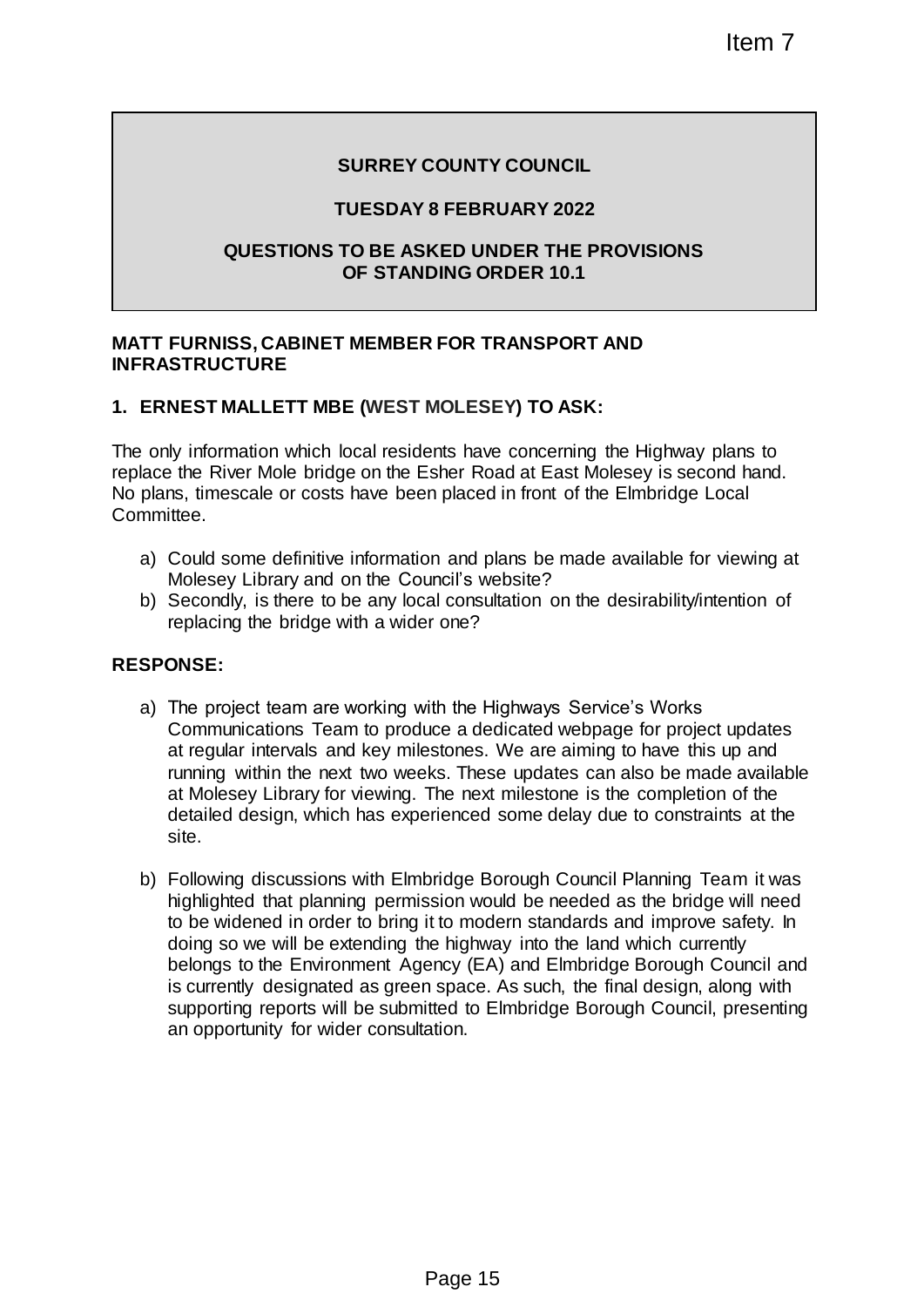Item 7

# SURREY COUNTY COUNCIL

## TUESDAY 8 FEBRUARY 2022

## QUESTIONS TO BE ASKED UNDER THE PROVISIONS OF STANDING ORDER 10.1

**MATT FURNISS, CABINET MEMBER FOR TRANSPORT AND INFRASTRUCTURE**

**1. ERNEST MALLETT MBE (WEST MOLESEY) TO ASK:**

The only information which local residents have concerning the Highway plans to replace the River Mole bridge on the Esher Road at East Molesey is second hand. No plans, timescale or costs have been placed in front of the Elmbridge Local Committee.

a) Could some definitive information and plans be made available for viewing at Molesey Library and on the Council's website?
b) Secondly, is there to be any local consultation on the desirability/intention of replacing the bridge with a wider one?

**RESPONSE:**

a) The project team are working with the Highways Service's Works Communications Team to produce a dedicated webpage for project updates at regular intervals and key milestones. We are aiming to have this up and running within the next two weeks. These updates can also be made available at Molesey Library for viewing. The next milestone is the completion of the detailed design, which has experienced some delay due to constraints at the site.

b) Following discussions with Elmbridge Borough Council Planning Team it was highlighted that planning permission would be needed as the bridge will need to be widened in order to bring it to modern standards and improve safety. In doing so we will be extending the highway into the land which currently belongs to the Environment Agency (EA) and Elmbridge Borough Council and is currently designated as green space. As such, the final design, along with supporting reports will be submitted to Elmbridge Borough Council, presenting an opportunity for wider consultation.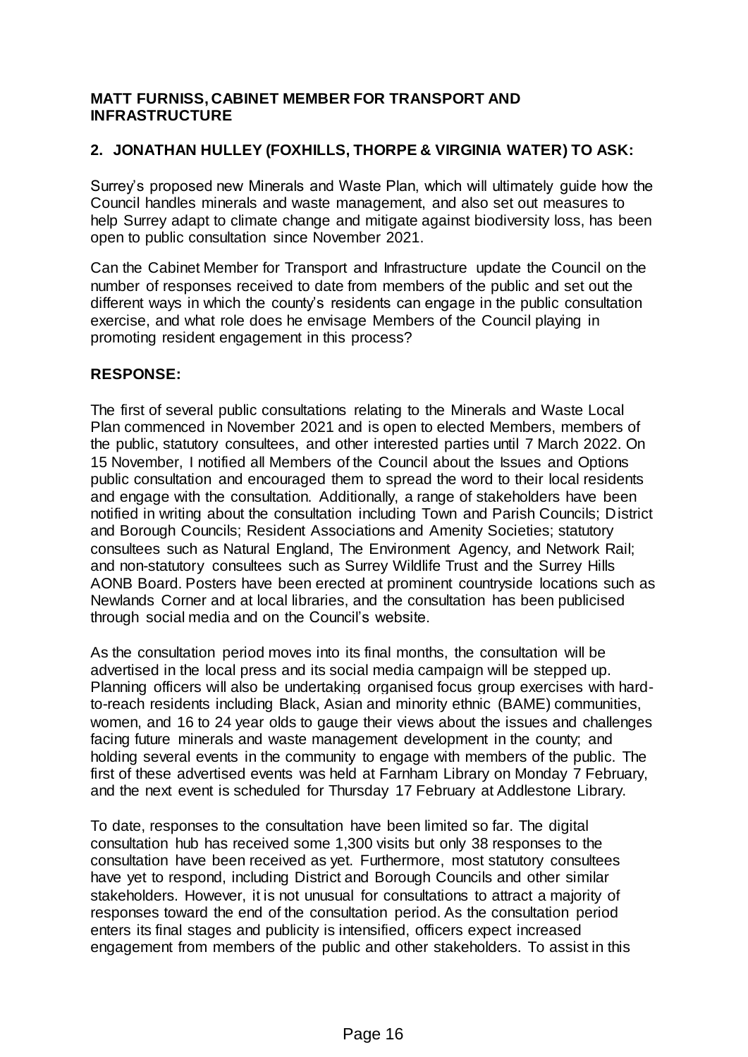**MATT FURNISS, CABINET MEMBER FOR TRANSPORT AND INFRASTRUCTURE**

**2. JONATHAN HULLEY (FOXHILLS, THORPE & VIRGINIA WATER) TO ASK:**

Surrey's proposed new Minerals and Waste Plan, which will ultimately guide how the Council handles minerals and waste management, and also set out measures to help Surrey adapt to climate change and mitigate against biodiversity loss, has been open to public consultation since November 2021.

Can the Cabinet Member for Transport and Infrastructure update the Council on the number of responses received to date from members of the public and set out the different ways in which the county's residents can engage in the public consultation exercise, and what role does he envisage Members of the Council playing in promoting resident engagement in this process?

**RESPONSE:**

The first of several public consultations relating to the Minerals and Waste Local Plan commenced in November 2021 and is open to elected Members, members of the public, statutory consultees, and other interested parties until 7 March 2022. On 15 November, I notified all Members of the Council about the Issues and Options public consultation and encouraged them to spread the word to their local residents and engage with the consultation. Additionally, a range of stakeholders have been notified in writing about the consultation including Town and Parish Councils; District and Borough Councils; Resident Associations and Amenity Societies; statutory consultees such as Natural England, The Environment Agency, and Network Rail; and non-statutory consultees such as Surrey Wildlife Trust and the Surrey Hills AONB Board. Posters have been erected at prominent countryside locations such as Newlands Corner and at local libraries, and the consultation has been publicised through social media and on the Council's website.

As the consultation period moves into its final months, the consultation will be advertised in the local press and its social media campaign will be stepped up. Planning officers will also be undertaking organised focus group exercises with hard-to-reach residents including Black, Asian and minority ethnic (BAME) communities, women, and 16 to 24 year olds to gauge their views about the issues and challenges facing future minerals and waste management development in the county; and holding several events in the community to engage with members of the public. The first of these advertised events was held at Farnham Library on Monday 7 February, and the next event is scheduled for Thursday 17 February at Addlestone Library.

To date, responses to the consultation have been limited so far. The digital consultation hub has received some 1,300 visits but only 38 responses to the consultation have been received as yet. Furthermore, most statutory consultees have yet to respond, including District and Borough Councils and other similar stakeholders. However, it is not unusual for consultations to attract a majority of responses toward the end of the consultation period. As the consultation period enters its final stages and publicity is intensified, officers expect increased engagement from members of the public and other stakeholders. To assist in this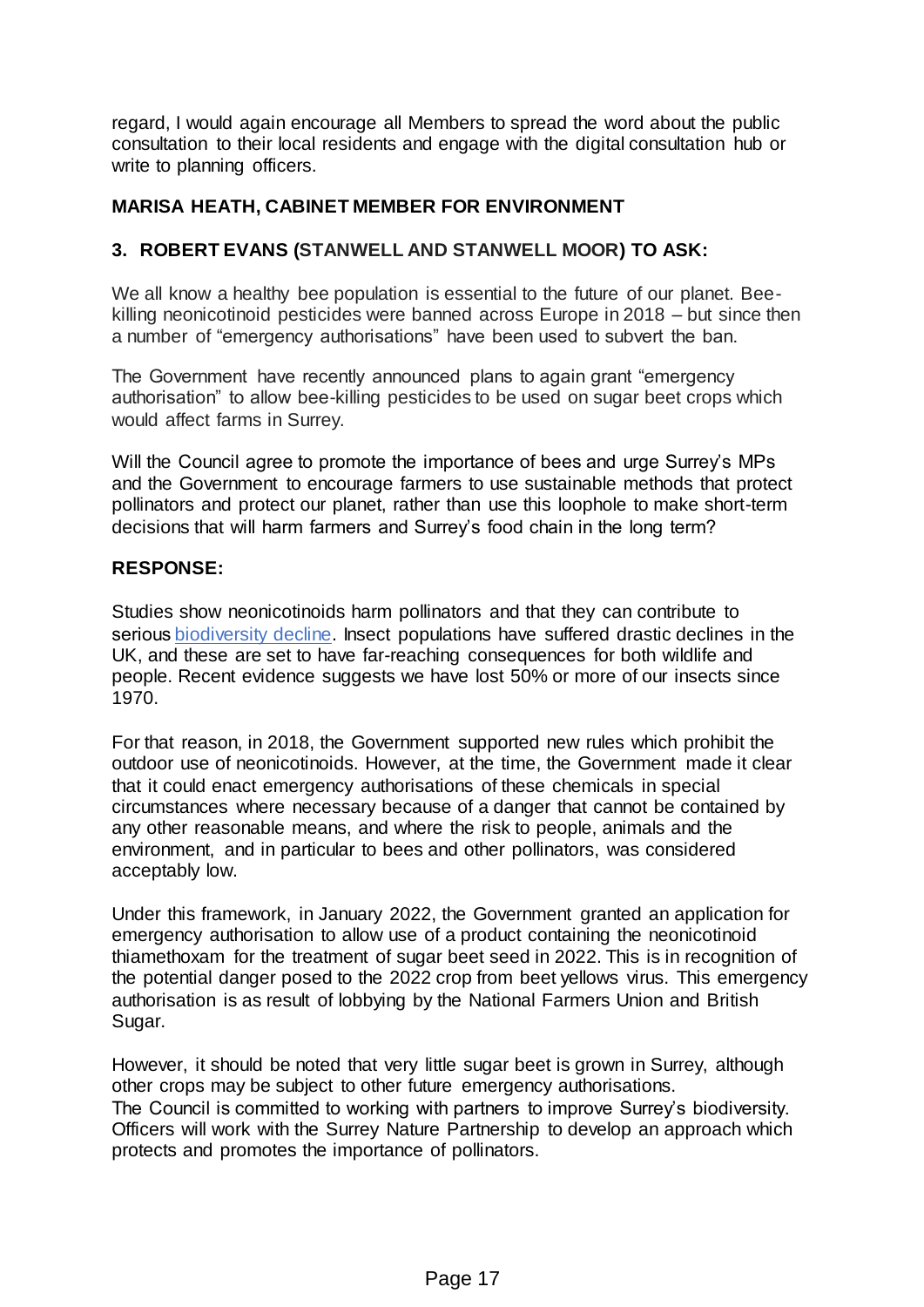regard, I would again encourage all Members to spread the word about the public consultation to their local residents and engage with the digital consultation hub or write to planning officers.

**MARISA HEATH, CABINET MEMBER FOR ENVIRONMENT**

**3. ROBERT EVANS (STANWELL AND STANWELL MOOR) TO ASK:**

We all know a healthy bee population is essential to the future of our planet. Bee-killing neonicotinoid pesticides were banned across Europe in 2018 – but since then a number of "emergency authorisations" have been used to subvert the ban.

The Government have recently announced plans to again grant "emergency authorisation" to allow bee-killing pesticides to be used on sugar beet crops which would affect farms in Surrey.

Will the Council agree to promote the importance of bees and urge Surrey's MPs and the Government to encourage farmers to use sustainable methods that protect pollinators and protect our planet, rather than use this loophole to make short-term decisions that will harm farmers and Surrey's food chain in the long term?

**RESPONSE:**

Studies show neonicotinoids harm pollinators and that they can contribute to serious biodiversity decline. Insect populations have suffered drastic declines in the UK, and these are set to have far-reaching consequences for both wildlife and people. Recent evidence suggests we have lost 50% or more of our insects since 1970.

For that reason, in 2018, the Government supported new rules which prohibit the outdoor use of neonicotinoids. However, at the time, the Government made it clear that it could enact emergency authorisations of these chemicals in special circumstances where necessary because of a danger that cannot be contained by any other reasonable means, and where the risk to people, animals and the environment, and in particular to bees and other pollinators, was considered acceptably low.

Under this framework, in January 2022, the Government granted an application for emergency authorisation to allow use of a product containing the neonicotinoid thiamethoxam for the treatment of sugar beet seed in 2022. This is in recognition of the potential danger posed to the 2022 crop from beet yellows virus. This emergency authorisation is as result of lobbying by the National Farmers Union and British Sugar.

However, it should be noted that very little sugar beet is grown in Surrey, although other crops may be subject to other future emergency authorisations.
The Council is committed to working with partners to improve Surrey's biodiversity. Officers will work with the Surrey Nature Partnership to develop an approach which protects and promotes the importance of pollinators.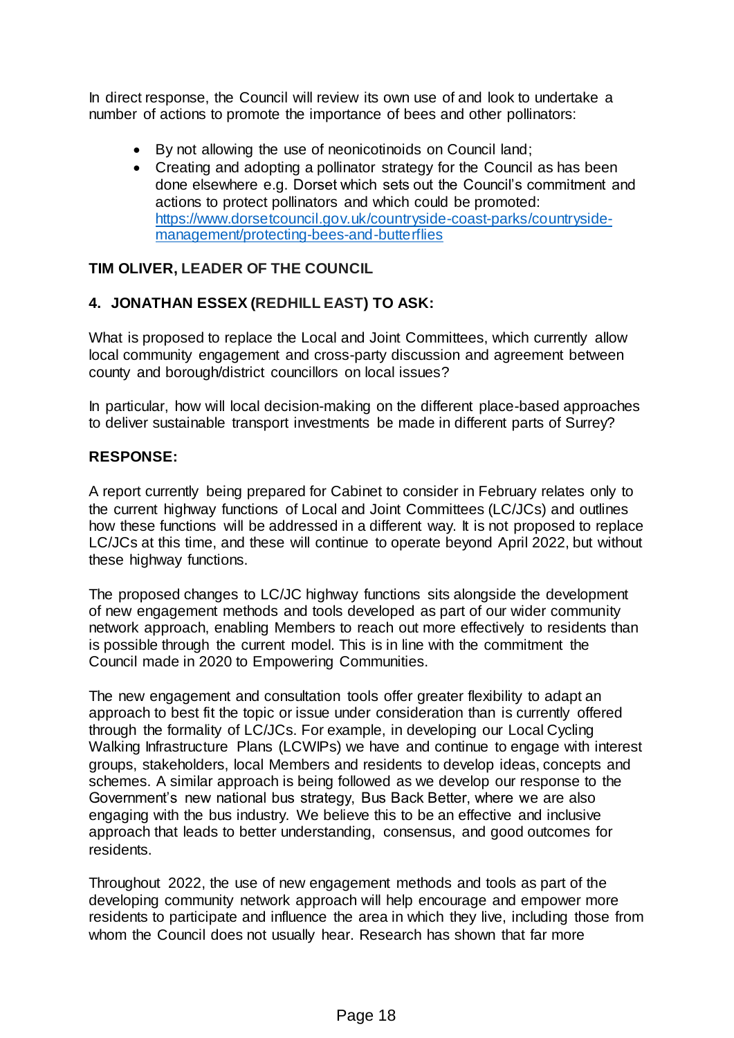In direct response, the Council will review its own use of and look to undertake a number of actions to promote the importance of bees and other pollinators:

- By not allowing the use of neonicotinoids on Council land;
- Creating and adopting a pollinator strategy for the Council as has been done elsewhere e.g. Dorset which sets out the Council's commitment and actions to protect pollinators and which could be promoted: [https://www.dorsetcouncil.gov.uk/countryside-coast-parks/countryside-management/protecting-bees-and-butterflies](https://www.dorsetcouncil.gov.uk/countryside-coast-parks/countryside-management/protecting-bees-and-butterflies)

**TIM OLIVER, LEADER OF THE COUNCIL**

**4. JONATHAN ESSEX (REDHILL EAST) TO ASK:**

What is proposed to replace the Local and Joint Committees, which currently allow local community engagement and cross-party discussion and agreement between county and borough/district councillors on local issues?

In particular, how will local decision-making on the different place-based approaches to deliver sustainable transport investments be made in different parts of Surrey?

**RESPONSE:**

A report currently being prepared for Cabinet to consider in February relates only to the current highway functions of Local and Joint Committees (LC/JCs) and outlines how these functions will be addressed in a different way. It is not proposed to replace LC/JCs at this time, and these will continue to operate beyond April 2022, but without these highway functions.

The proposed changes to LC/JC highway functions sits alongside the development of new engagement methods and tools developed as part of our wider community network approach, enabling Members to reach out more effectively to residents than is possible through the current model. This is in line with the commitment the Council made in 2020 to Empowering Communities.

The new engagement and consultation tools offer greater flexibility to adapt an approach to best fit the topic or issue under consideration than is currently offered through the formality of LC/JCs. For example, in developing our Local Cycling Walking Infrastructure Plans (LCWIPs) we have and continue to engage with interest groups, stakeholders, local Members and residents to develop ideas, concepts and schemes. A similar approach is being followed as we develop our response to the Government's new national bus strategy, Bus Back Better, where we are also engaging with the bus industry. We believe this to be an effective and inclusive approach that leads to better understanding, consensus, and good outcomes for residents.

Throughout 2022, the use of new engagement methods and tools as part of the developing community network approach will help encourage and empower more residents to participate and influence the area in which they live, including those from whom the Council does not usually hear. Research has shown that far more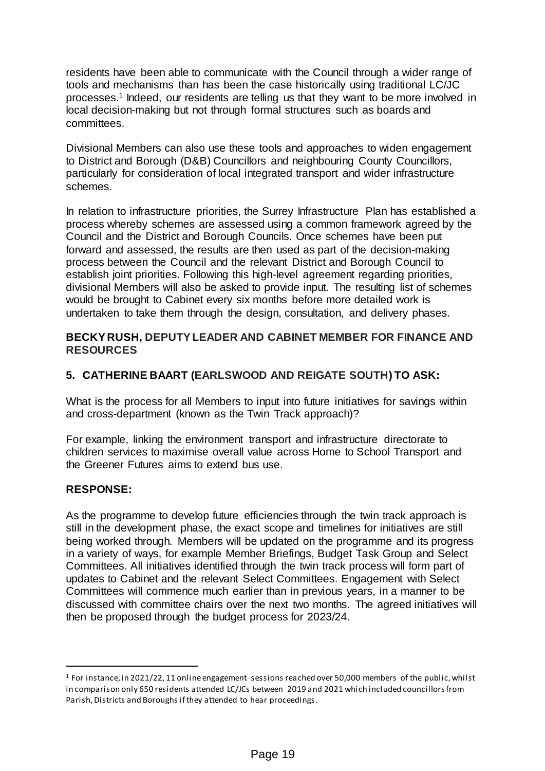residents have been able to communicate with the Council through a wider range of tools and mechanisms than has been the case historically using traditional LC/JC processes.[1] Indeed, our residents are telling us that they want to be more involved in local decision-making but not through formal structures such as boards and committees.

Divisional Members can also use these tools and approaches to widen engagement to District and Borough (D&B) Councillors and neighbouring County Councillors, particularly for consideration of local integrated transport and wider infrastructure schemes.

In relation to infrastructure priorities, the Surrey Infrastructure Plan has established a process whereby schemes are assessed using a common framework agreed by the Council and the District and Borough Councils. Once schemes have been put forward and assessed, the results are then used as part of the decision-making process between the Council and the relevant District and Borough Council to establish joint priorities. Following this high-level agreement regarding priorities, divisional Members will also be asked to provide input. The resulting list of schemes would be brought to Cabinet every six months before more detailed work is undertaken to take them through the design, consultation, and delivery phases.

**BECKY RUSH, DEPUTY LEADER AND CABINET MEMBER FOR FINANCE AND RESOURCES**

**5. CATHERINE BAART (EARLSWOOD AND REIGATE SOUTH) TO ASK:**

What is the process for all Members to input into future initiatives for savings within and cross-department (known as the Twin Track approach)?

For example, linking the environment transport and infrastructure directorate to children services to maximise overall value across Home to School Transport and the Greener Futures aims to extend bus use.

**RESPONSE:**

As the programme to develop future efficiencies through the twin track approach is still in the development phase, the exact scope and timelines for initiatives are still being worked through. Members will be updated on the programme and its progress in a variety of ways, for example Member Briefings, Budget Task Group and Select Committees. All initiatives identified through the twin track process will form part of updates to Cabinet and the relevant Select Committees. Engagement with Select Committees will commence much earlier than in previous years, in a manner to be discussed with committee chairs over the next two months. The agreed initiatives will then be proposed through the budget process for 2023/24.

---

[1] For instance, in 2021/22, 11 online engagement sessions reached over 50,000 members of the public, whilst in comparison only 650 residents attended LC/JCs between 2019 and 2021 which included councillors from Parish, Districts and Boroughs if they attended to hear proceedings.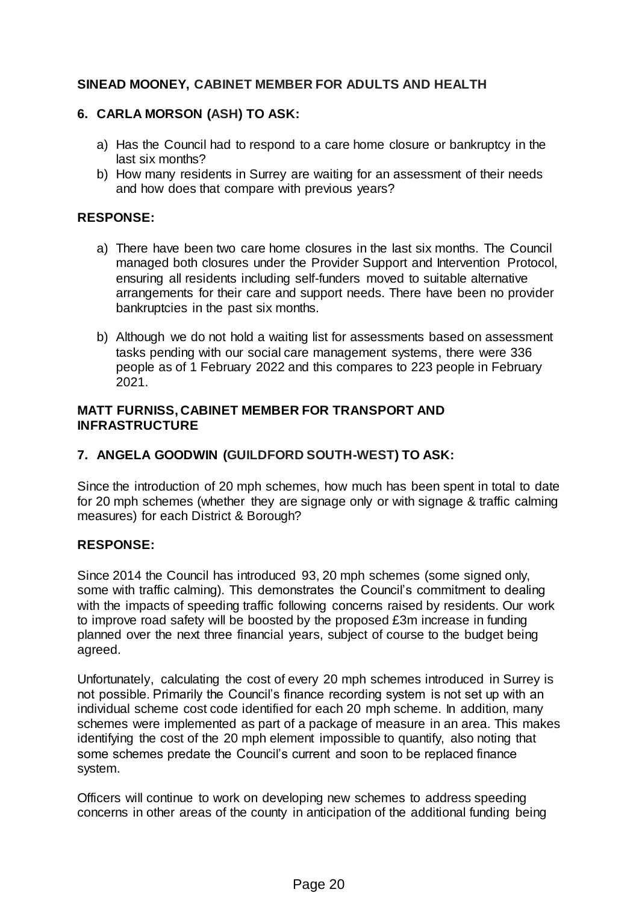**SINEAD MOONEY, CABINET MEMBER FOR ADULTS AND HEALTH**

**6. CARLA MORSON (ASH) TO ASK:**

a) Has the Council had to respond to a care home closure or bankruptcy in the last six months?
b) How many residents in Surrey are waiting for an assessment of their needs and how does that compare with previous years?

**RESPONSE:**

a) There have been two care home closures in the last six months. The Council managed both closures under the Provider Support and Intervention Protocol, ensuring all residents including self-funders moved to suitable alternative arrangements for their care and support needs. There have been no provider bankruptcies in the past six months.

b) Although we do not hold a waiting list for assessments based on assessment tasks pending with our social care management systems, there were 336 people as of 1 February 2022 and this compares to 223 people in February 2021.

**MATT FURNISS, CABINET MEMBER FOR TRANSPORT AND INFRASTRUCTURE**

**7. ANGELA GOODWIN (GUILDFORD SOUTH-WEST) TO ASK:**

Since the introduction of 20 mph schemes, how much has been spent in total to date for 20 mph schemes (whether they are signage only or with signage & traffic calming measures) for each District & Borough?

**RESPONSE:**

Since 2014 the Council has introduced 93, 20 mph schemes (some signed only, some with traffic calming). This demonstrates the Council's commitment to dealing with the impacts of speeding traffic following concerns raised by residents. Our work to improve road safety will be boosted by the proposed £3m increase in funding planned over the next three financial years, subject of course to the budget being agreed.

Unfortunately, calculating the cost of every 20 mph schemes introduced in Surrey is not possible. Primarily the Council's finance recording system is not set up with an individual scheme cost code identified for each 20 mph scheme. In addition, many schemes were implemented as part of a package of measure in an area. This makes identifying the cost of the 20 mph element impossible to quantify, also noting that some schemes predate the Council's current and soon to be replaced finance system.

Officers will continue to work on developing new schemes to address speeding concerns in other areas of the county in anticipation of the additional funding being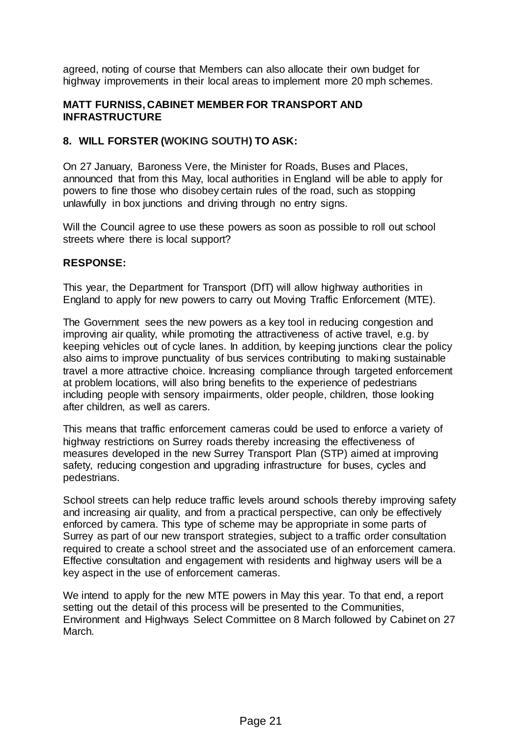agreed, noting of course that Members can also allocate their own budget for highway improvements in their local areas to implement more 20 mph schemes.

**MATT FURNISS, CABINET MEMBER FOR TRANSPORT AND INFRASTRUCTURE**

## 8. WILL FORSTER (WOKING SOUTH) TO ASK:

On 27 January, Baroness Vere, the Minister for Roads, Buses and Places, announced that from this May, local authorities in England will be able to apply for powers to fine those who disobey certain rules of the road, such as stopping unlawfully in box junctions and driving through no entry signs.

Will the Council agree to use these powers as soon as possible to roll out school streets where there is local support?

**RESPONSE:**

This year, the Department for Transport (DfT) will allow highway authorities in England to apply for new powers to carry out Moving Traffic Enforcement (MTE).

The Government sees the new powers as a key tool in reducing congestion and improving air quality, while promoting the attractiveness of active travel, e.g. by keeping vehicles out of cycle lanes. In addition, by keeping junctions clear the policy also aims to improve punctuality of bus services contributing to making sustainable travel a more attractive choice. Increasing compliance through targeted enforcement at problem locations, will also bring benefits to the experience of pedestrians including people with sensory impairments, older people, children, those looking after children, as well as carers.

This means that traffic enforcement cameras could be used to enforce a variety of highway restrictions on Surrey roads thereby increasing the effectiveness of measures developed in the new Surrey Transport Plan (STP) aimed at improving safety, reducing congestion and upgrading infrastructure for buses, cycles and pedestrians.

School streets can help reduce traffic levels around schools thereby improving safety and increasing air quality, and from a practical perspective, can only be effectively enforced by camera. This type of scheme may be appropriate in some parts of Surrey as part of our new transport strategies, subject to a traffic order consultation required to create a school street and the associated use of an enforcement camera. Effective consultation and engagement with residents and highway users will be a key aspect in the use of enforcement cameras.

We intend to apply for the new MTE powers in May this year. To that end, a report setting out the detail of this process will be presented to the Communities, Environment and Highways Select Committee on 8 March followed by Cabinet on 27 March.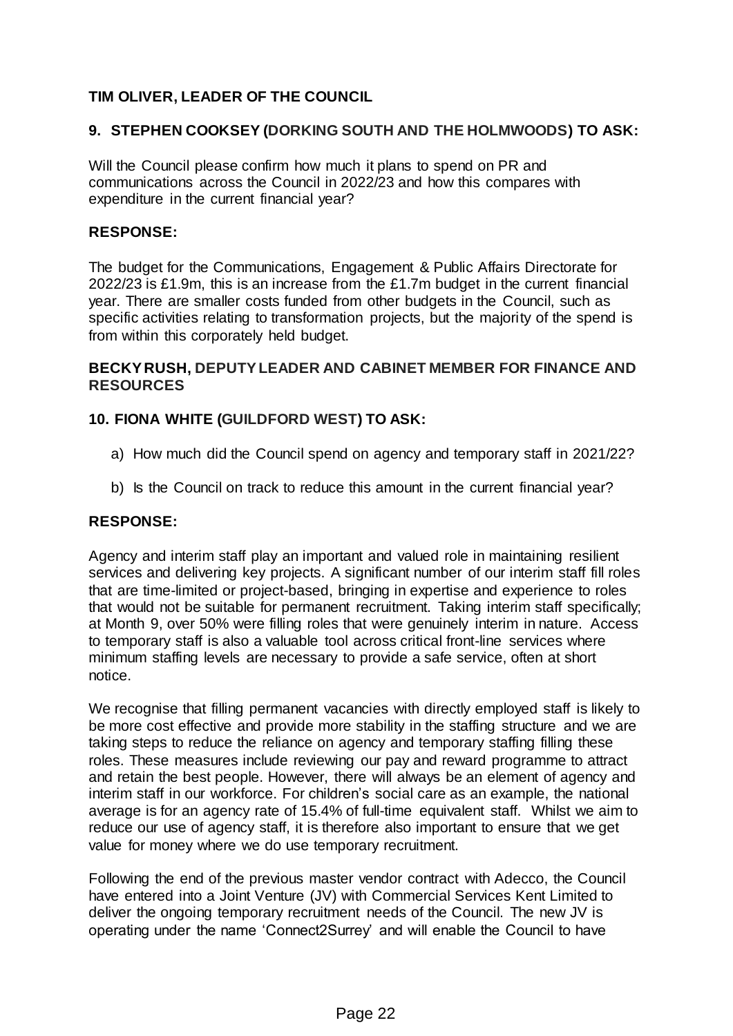**TIM OLIVER, LEADER OF THE COUNCIL**

**9. STEPHEN COOKSEY (DORKING SOUTH AND THE HOLMWOODS) TO ASK:**

Will the Council please confirm how much it plans to spend on PR and communications across the Council in 2022/23 and how this compares with expenditure in the current financial year?

**RESPONSE:**

The budget for the Communications, Engagement & Public Affairs Directorate for 2022/23 is £1.9m, this is an increase from the £1.7m budget in the current financial year. There are smaller costs funded from other budgets in the Council, such as specific activities relating to transformation projects, but the majority of the spend is from within this corporately held budget.

**BECKY RUSH, DEPUTY LEADER AND CABINET MEMBER FOR FINANCE AND RESOURCES**

**10. FIONA WHITE (GUILDFORD WEST) TO ASK:**

a) How much did the Council spend on agency and temporary staff in 2021/22?

b) Is the Council on track to reduce this amount in the current financial year?

**RESPONSE:**

Agency and interim staff play an important and valued role in maintaining resilient services and delivering key projects. A significant number of our interim staff fill roles that are time-limited or project-based, bringing in expertise and experience to roles that would not be suitable for permanent recruitment. Taking interim staff specifically; at Month 9, over 50% were filling roles that were genuinely interim in nature. Access to temporary staff is also a valuable tool across critical front-line services where minimum staffing levels are necessary to provide a safe service, often at short notice.

We recognise that filling permanent vacancies with directly employed staff is likely to be more cost effective and provide more stability in the staffing structure and we are taking steps to reduce the reliance on agency and temporary staffing filling these roles. These measures include reviewing our pay and reward programme to attract and retain the best people. However, there will always be an element of agency and interim staff in our workforce. For children's social care as an example, the national average is for an agency rate of 15.4% of full-time equivalent staff. Whilst we aim to reduce our use of agency staff, it is therefore also important to ensure that we get value for money where we do use temporary recruitment.

Following the end of the previous master vendor contract with Adecco, the Council have entered into a Joint Venture (JV) with Commercial Services Kent Limited to deliver the ongoing temporary recruitment needs of the Council. The new JV is operating under the name 'Connect2Surrey' and will enable the Council to have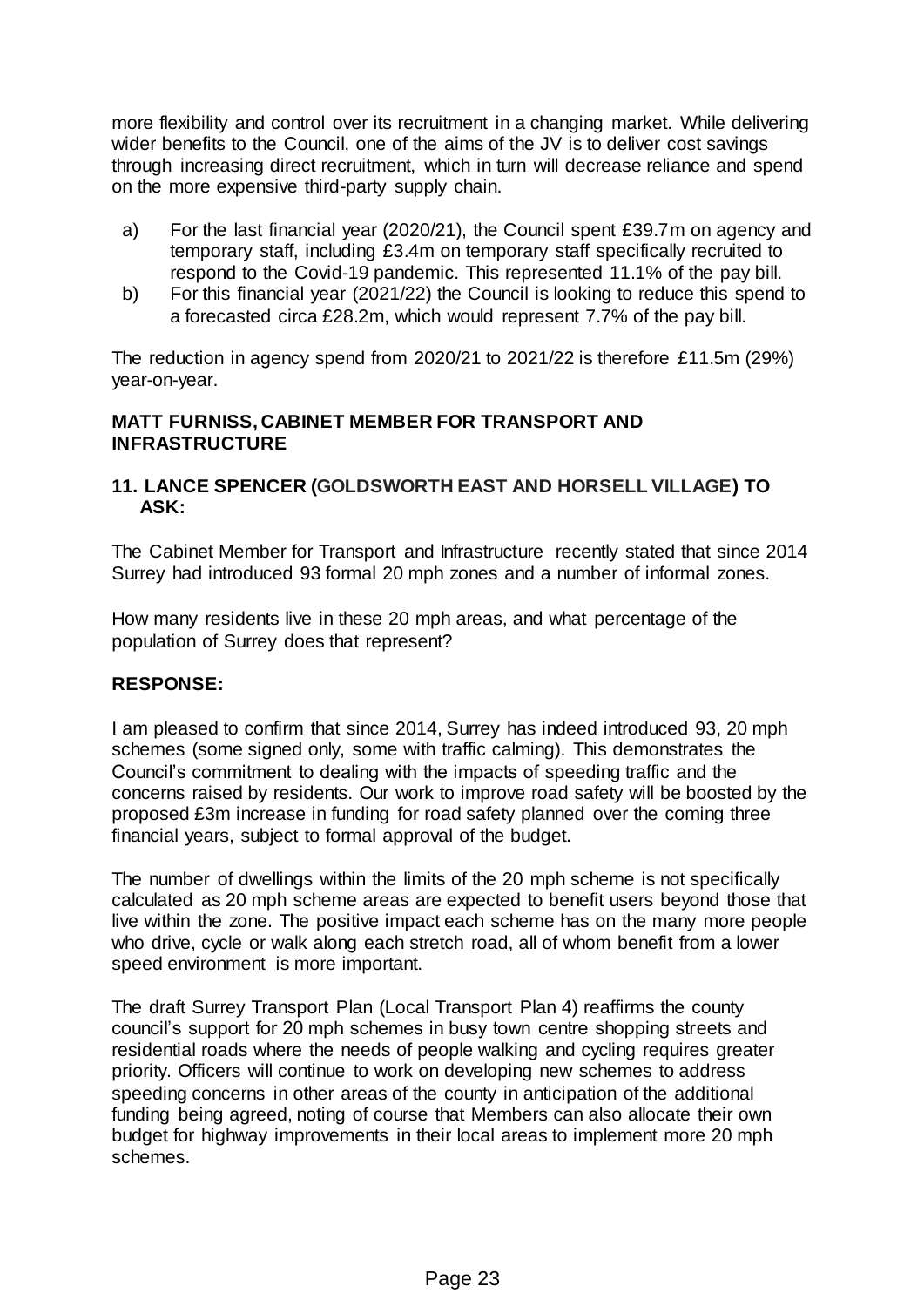more flexibility and control over its recruitment in a changing market. While delivering wider benefits to the Council, one of the aims of the JV is to deliver cost savings through increasing direct recruitment, which in turn will decrease reliance and spend on the more expensive third-party supply chain.

a) For the last financial year (2020/21), the Council spent £39.7m on agency and temporary staff, including £3.4m on temporary staff specifically recruited to respond to the Covid-19 pandemic. This represented 11.1% of the pay bill.

b) For this financial year (2021/22) the Council is looking to reduce this spend to a forecasted circa £28.2m, which would represent 7.7% of the pay bill.

The reduction in agency spend from 2020/21 to 2021/22 is therefore £11.5m (29%) year-on-year.

**MATT FURNISS, CABINET MEMBER FOR TRANSPORT AND INFRASTRUCTURE**

**11. LANCE SPENCER (GOLDSWORTH EAST AND HORSELL VILLAGE) TO ASK:**

The Cabinet Member for Transport and Infrastructure recently stated that since 2014 Surrey had introduced 93 formal 20 mph zones and a number of informal zones.

How many residents live in these 20 mph areas, and what percentage of the population of Surrey does that represent?

**RESPONSE:**

I am pleased to confirm that since 2014, Surrey has indeed introduced 93, 20 mph schemes (some signed only, some with traffic calming). This demonstrates the Council's commitment to dealing with the impacts of speeding traffic and the concerns raised by residents. Our work to improve road safety will be boosted by the proposed £3m increase in funding for road safety planned over the coming three financial years, subject to formal approval of the budget.

The number of dwellings within the limits of the 20 mph scheme is not specifically calculated as 20 mph scheme areas are expected to benefit users beyond those that live within the zone. The positive impact each scheme has on the many more people who drive, cycle or walk along each stretch road, all of whom benefit from a lower speed environment is more important.

The draft Surrey Transport Plan (Local Transport Plan 4) reaffirms the county council's support for 20 mph schemes in busy town centre shopping streets and residential roads where the needs of people walking and cycling requires greater priority. Officers will continue to work on developing new schemes to address speeding concerns in other areas of the county in anticipation of the additional funding being agreed, noting of course that Members can also allocate their own budget for highway improvements in their local areas to implement more 20 mph schemes.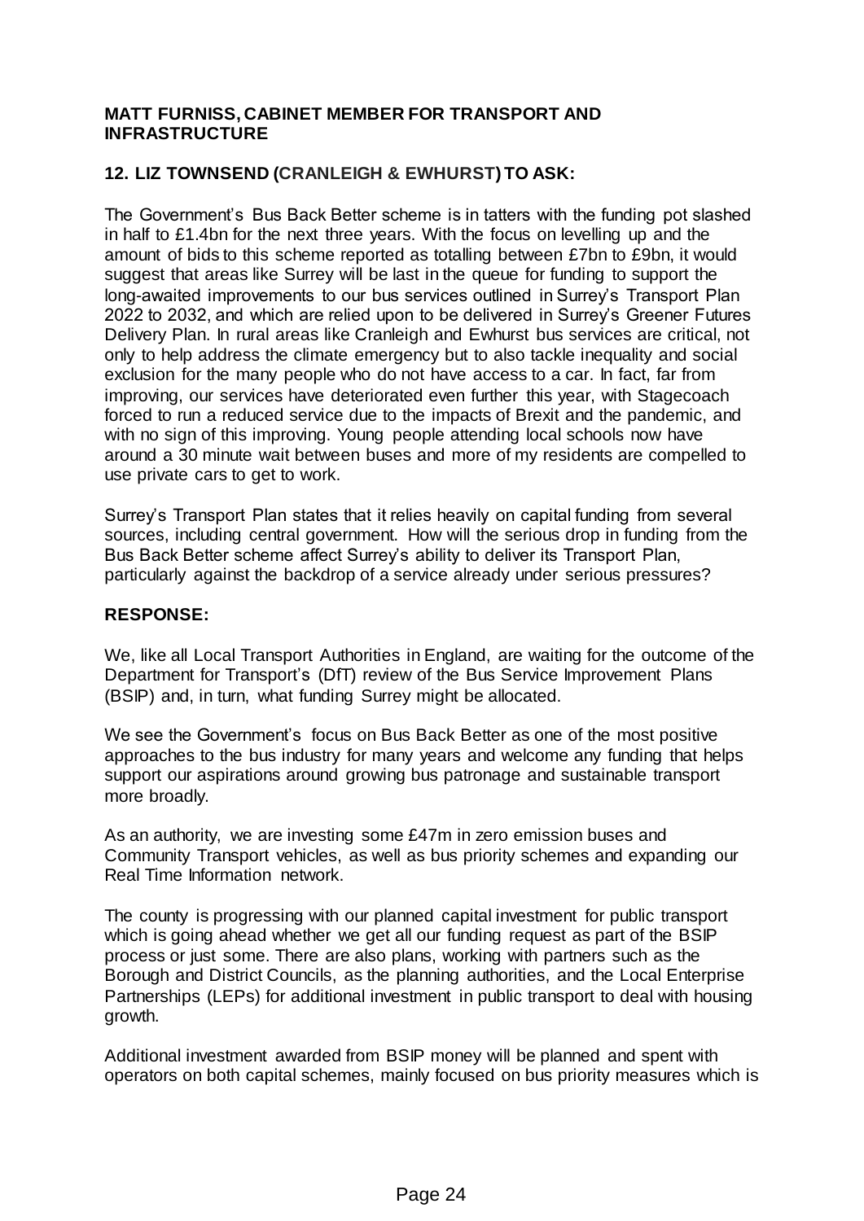**MATT FURNISS, CABINET MEMBER FOR TRANSPORT AND INFRASTRUCTURE**

**12. LIZ TOWNSEND (CRANLEIGH & EWHURST) TO ASK:**

The Government's Bus Back Better scheme is in tatters with the funding pot slashed in half to £1.4bn for the next three years. With the focus on levelling up and the amount of bids to this scheme reported as totalling between £7bn to £9bn, it would suggest that areas like Surrey will be last in the queue for funding to support the long-awaited improvements to our bus services outlined in Surrey's Transport Plan 2022 to 2032, and which are relied upon to be delivered in Surrey's Greener Futures Delivery Plan. In rural areas like Cranleigh and Ewhurst bus services are critical, not only to help address the climate emergency but to also tackle inequality and social exclusion for the many people who do not have access to a car. In fact, far from improving, our services have deteriorated even further this year, with Stagecoach forced to run a reduced service due to the impacts of Brexit and the pandemic, and with no sign of this improving. Young people attending local schools now have around a 30 minute wait between buses and more of my residents are compelled to use private cars to get to work.

Surrey's Transport Plan states that it relies heavily on capital funding from several sources, including central government. How will the serious drop in funding from the Bus Back Better scheme affect Surrey's ability to deliver its Transport Plan, particularly against the backdrop of a service already under serious pressures?

**RESPONSE:**

We, like all Local Transport Authorities in England, are waiting for the outcome of the Department for Transport's (DfT) review of the Bus Service Improvement Plans (BSIP) and, in turn, what funding Surrey might be allocated.

We see the Government's focus on Bus Back Better as one of the most positive approaches to the bus industry for many years and welcome any funding that helps support our aspirations around growing bus patronage and sustainable transport more broadly.

As an authority, we are investing some £47m in zero emission buses and Community Transport vehicles, as well as bus priority schemes and expanding our Real Time Information network.

The county is progressing with our planned capital investment for public transport which is going ahead whether we get all our funding request as part of the BSIP process or just some. There are also plans, working with partners such as the Borough and District Councils, as the planning authorities, and the Local Enterprise Partnerships (LEPs) for additional investment in public transport to deal with housing growth.

Additional investment awarded from BSIP money will be planned and spent with operators on both capital schemes, mainly focused on bus priority measures which is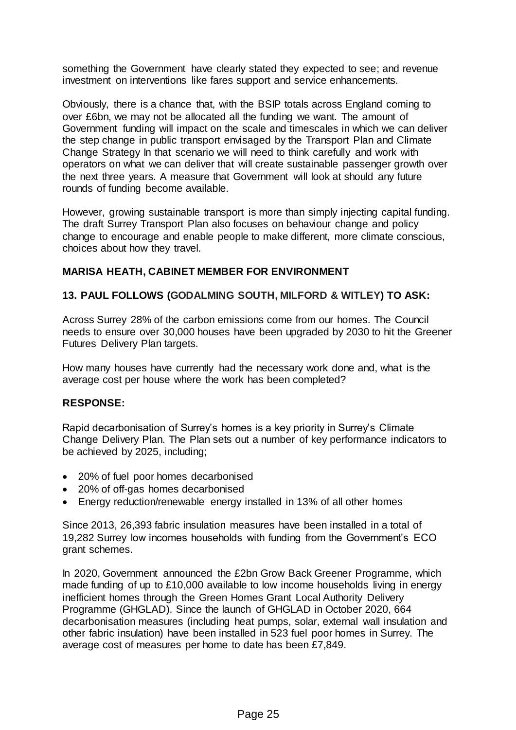something the Government have clearly stated they expected to see; and revenue investment on interventions like fares support and service enhancements.

Obviously, there is a chance that, with the BSIP totals across England coming to over £6bn, we may not be allocated all the funding we want. The amount of Government funding will impact on the scale and timescales in which we can deliver the step change in public transport envisaged by the Transport Plan and Climate Change Strategy In that scenario we will need to think carefully and work with operators on what we can deliver that will create sustainable passenger growth over the next three years. A measure that Government will look at should any future rounds of funding become available.

However, growing sustainable transport is more than simply injecting capital funding. The draft Surrey Transport Plan also focuses on behaviour change and policy change to encourage and enable people to make different, more climate conscious, choices about how they travel.

**MARISA HEATH, CABINET MEMBER FOR ENVIRONMENT**

**13. PAUL FOLLOWS (GODALMING SOUTH, MILFORD & WITLEY) TO ASK:**

Across Surrey 28% of the carbon emissions come from our homes. The Council needs to ensure over 30,000 houses have been upgraded by 2030 to hit the Greener Futures Delivery Plan targets.

How many houses have currently had the necessary work done and, what is the average cost per house where the work has been completed?

**RESPONSE:**

Rapid decarbonisation of Surrey's homes is a key priority in Surrey's Climate Change Delivery Plan. The Plan sets out a number of key performance indicators to be achieved by 2025, including;

- 20% of fuel poor homes decarbonised
- 20% of off-gas homes decarbonised
- Energy reduction/renewable energy installed in 13% of all other homes

Since 2013, 26,393 fabric insulation measures have been installed in a total of 19,282 Surrey low incomes households with funding from the Government's ECO grant schemes.

In 2020, Government announced the £2bn Grow Back Greener Programme, which made funding of up to £10,000 available to low income households living in energy inefficient homes through the Green Homes Grant Local Authority Delivery Programme (GHGLAD). Since the launch of GHGLAD in October 2020, 664 decarbonisation measures (including heat pumps, solar, external wall insulation and other fabric insulation) have been installed in 523 fuel poor homes in Surrey. The average cost of measures per home to date has been £7,849.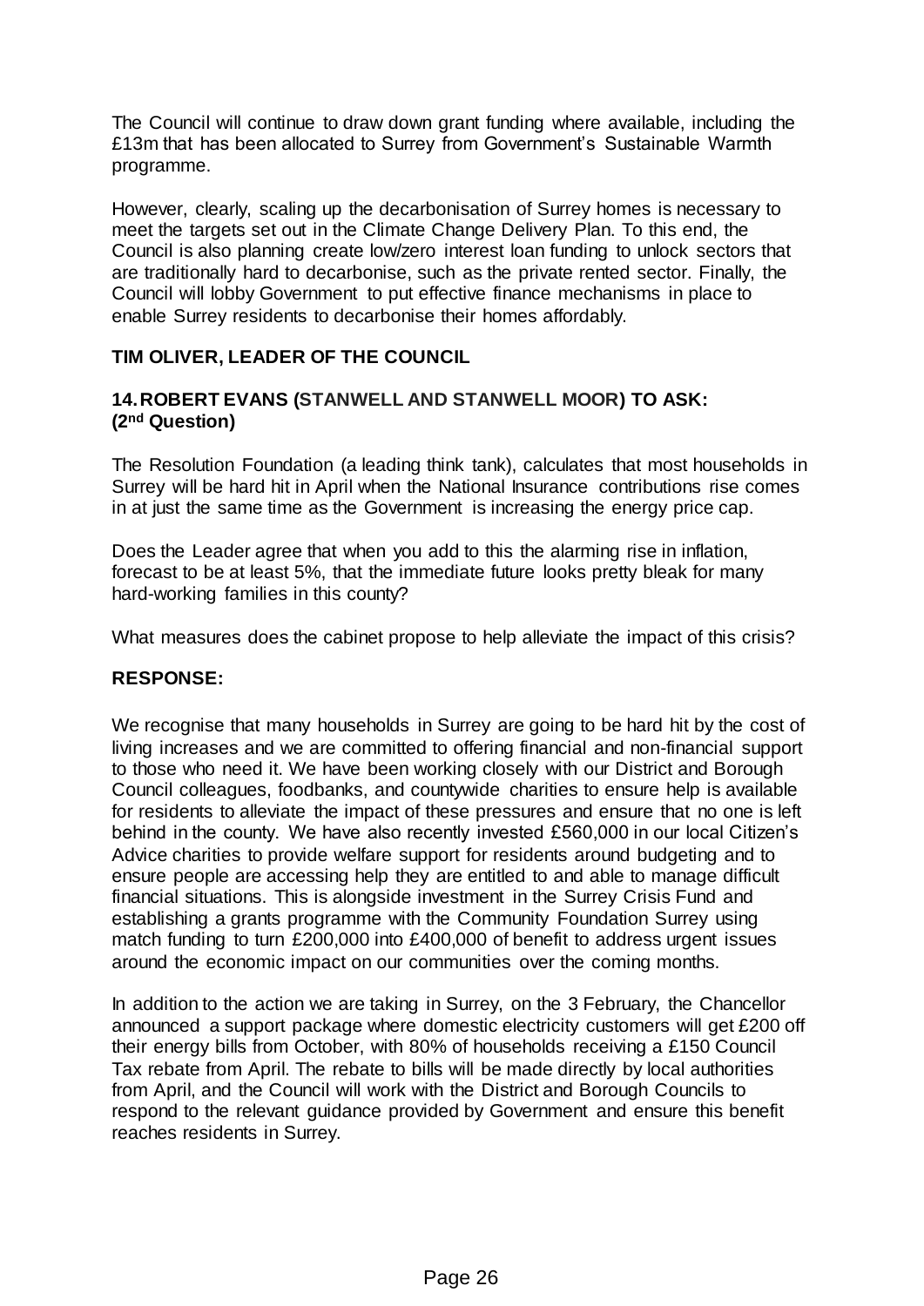The Council will continue to draw down grant funding where available, including the £13m that has been allocated to Surrey from Government's Sustainable Warmth programme.

However, clearly, scaling up the decarbonisation of Surrey homes is necessary to meet the targets set out in the Climate Change Delivery Plan. To this end, the Council is also planning create low/zero interest loan funding to unlock sectors that are traditionally hard to decarbonise, such as the private rented sector. Finally, the Council will lobby Government to put effective finance mechanisms in place to enable Surrey residents to decarbonise their homes affordably.

**TIM OLIVER, LEADER OF THE COUNCIL**

**14. ROBERT EVANS (STANWELL AND STANWELL MOOR) TO ASK: (2nd Question)**

The Resolution Foundation (a leading think tank), calculates that most households in Surrey will be hard hit in April when the National Insurance contributions rise comes in at just the same time as the Government is increasing the energy price cap.

Does the Leader agree that when you add to this the alarming rise in inflation, forecast to be at least 5%, that the immediate future looks pretty bleak for many hard-working families in this county?

What measures does the cabinet propose to help alleviate the impact of this crisis?

**RESPONSE:**

We recognise that many households in Surrey are going to be hard hit by the cost of living increases and we are committed to offering financial and non-financial support to those who need it. We have been working closely with our District and Borough Council colleagues, foodbanks, and countywide charities to ensure help is available for residents to alleviate the impact of these pressures and ensure that no one is left behind in the county. We have also recently invested £560,000 in our local Citizen's Advice charities to provide welfare support for residents around budgeting and to ensure people are accessing help they are entitled to and able to manage difficult financial situations. This is alongside investment in the Surrey Crisis Fund and establishing a grants programme with the Community Foundation Surrey using match funding to turn £200,000 into £400,000 of benefit to address urgent issues around the economic impact on our communities over the coming months.

In addition to the action we are taking in Surrey, on the 3 February, the Chancellor announced a support package where domestic electricity customers will get £200 off their energy bills from October, with 80% of households receiving a £150 Council Tax rebate from April. The rebate to bills will be made directly by local authorities from April, and the Council will work with the District and Borough Councils to respond to the relevant guidance provided by Government and ensure this benefit reaches residents in Surrey.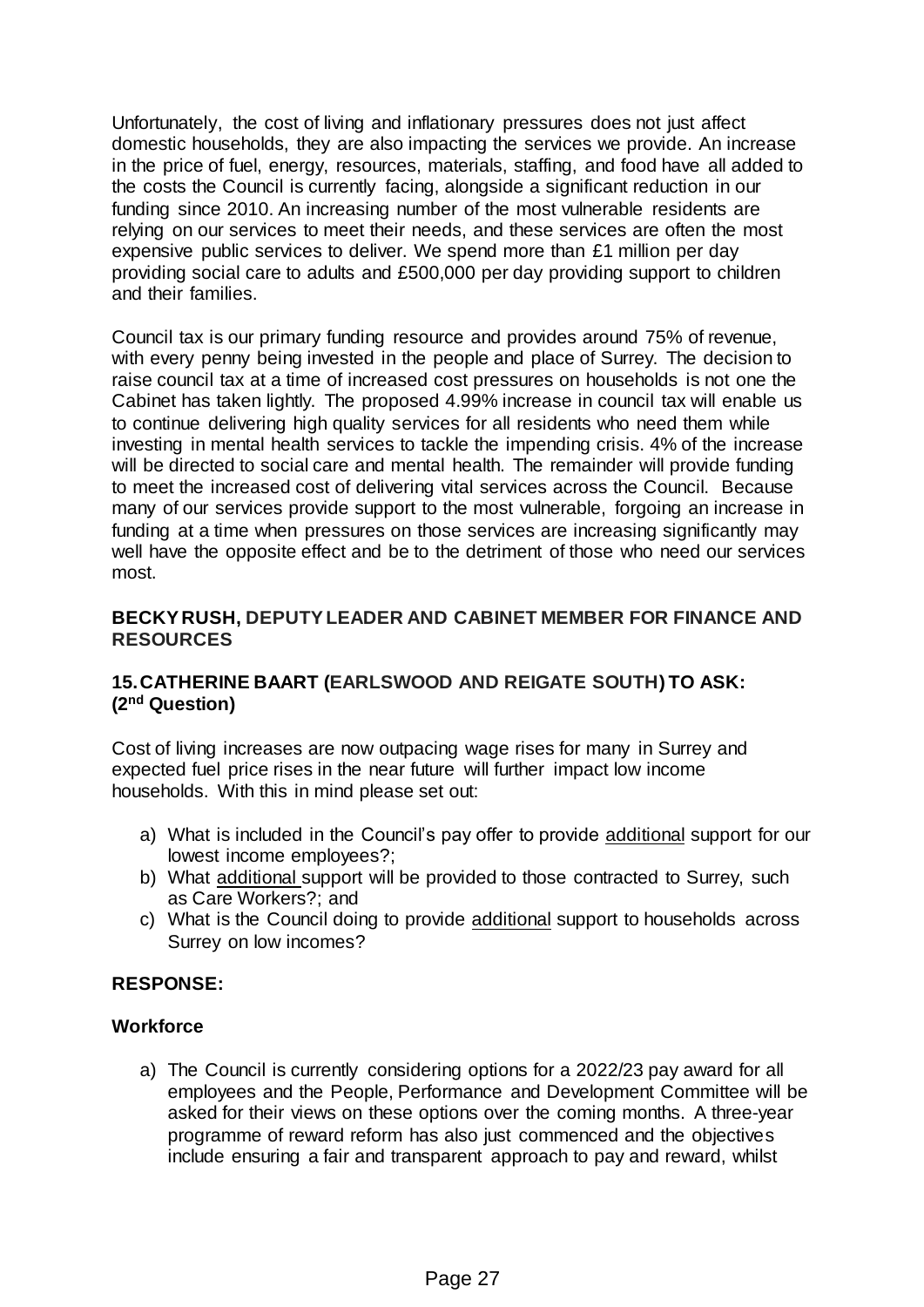Unfortunately, the cost of living and inflationary pressures does not just affect domestic households, they are also impacting the services we provide. An increase in the price of fuel, energy, resources, materials, staffing, and food have all added to the costs the Council is currently facing, alongside a significant reduction in our funding since 2010. An increasing number of the most vulnerable residents are relying on our services to meet their needs, and these services are often the most expensive public services to deliver. We spend more than £1 million per day providing social care to adults and £500,000 per day providing support to children and their families.

Council tax is our primary funding resource and provides around 75% of revenue, with every penny being invested in the people and place of Surrey. The decision to raise council tax at a time of increased cost pressures on households is not one the Cabinet has taken lightly. The proposed 4.99% increase in council tax will enable us to continue delivering high quality services for all residents who need them while investing in mental health services to tackle the impending crisis. 4% of the increase will be directed to social care and mental health. The remainder will provide funding to meet the increased cost of delivering vital services across the Council. Because many of our services provide support to the most vulnerable, forgoing an increase in funding at a time when pressures on those services are increasing significantly may well have the opposite effect and be to the detriment of those who need our services most.

**BECKY RUSH, DEPUTY LEADER AND CABINET MEMBER FOR FINANCE AND RESOURCES**

**15. CATHERINE BAART (EARLSWOOD AND REIGATE SOUTH) TO ASK: (2nd Question)**

Cost of living increases are now outpacing wage rises for many in Surrey and expected fuel price rises in the near future will further impact low income households. With this in mind please set out:

a) What is included in the Council's pay offer to provide <u>additional</u> support for our lowest income employees?;
b) What <u>additional</u> support will be provided to those contracted to Surrey, such as Care Workers?; and
c) What is the Council doing to provide <u>additional</u> support to households across Surrey on low incomes?

**RESPONSE:**

**Workforce**

a) The Council is currently considering options for a 2022/23 pay award for all employees and the People, Performance and Development Committee will be asked for their views on these options over the coming months. A three-year programme of reward reform has also just commenced and the objectives include ensuring a fair and transparent approach to pay and reward, whilst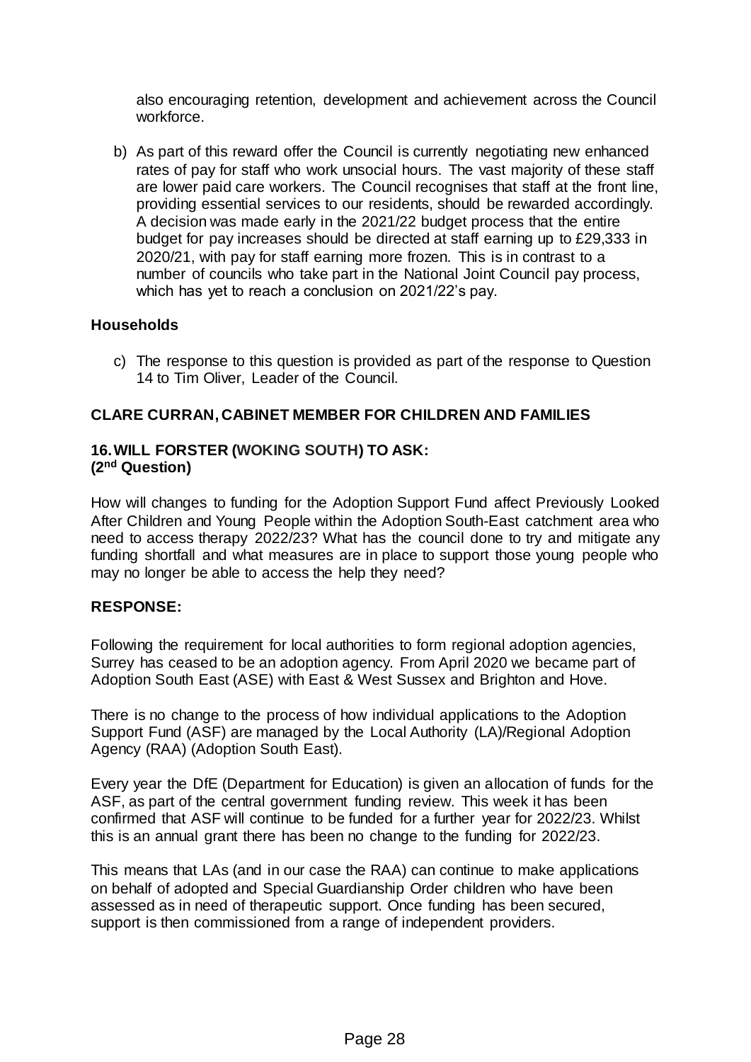also encouraging retention, development and achievement across the Council workforce.

b) As part of this reward offer the Council is currently negotiating new enhanced rates of pay for staff who work unsocial hours. The vast majority of these staff are lower paid care workers. The Council recognises that staff at the front line, providing essential services to our residents, should be rewarded accordingly. A decision was made early in the 2021/22 budget process that the entire budget for pay increases should be directed at staff earning up to £29,333 in 2020/21, with pay for staff earning more frozen. This is in contrast to a number of councils who take part in the National Joint Council pay process, which has yet to reach a conclusion on 2021/22's pay.

**Households**

c) The response to this question is provided as part of the response to Question 14 to Tim Oliver, Leader of the Council.

**CLARE CURRAN, CABINET MEMBER FOR CHILDREN AND FAMILIES**

**16. WILL FORSTER (WOKING SOUTH) TO ASK:**
**(2nd Question)**

How will changes to funding for the Adoption Support Fund affect Previously Looked After Children and Young People within the Adoption South-East catchment area who need to access therapy 2022/23? What has the council done to try and mitigate any funding shortfall and what measures are in place to support those young people who may no longer be able to access the help they need?

**RESPONSE:**

Following the requirement for local authorities to form regional adoption agencies, Surrey has ceased to be an adoption agency. From April 2020 we became part of Adoption South East (ASE) with East & West Sussex and Brighton and Hove.

There is no change to the process of how individual applications to the Adoption Support Fund (ASF) are managed by the Local Authority (LA)/Regional Adoption Agency (RAA) (Adoption South East).

Every year the DfE (Department for Education) is given an allocation of funds for the ASF, as part of the central government funding review. This week it has been confirmed that ASF will continue to be funded for a further year for 2022/23. Whilst this is an annual grant there has been no change to the funding for 2022/23.

This means that LAs (and in our case the RAA) can continue to make applications on behalf of adopted and Special Guardianship Order children who have been assessed as in need of therapeutic support. Once funding has been secured, support is then commissioned from a range of independent providers.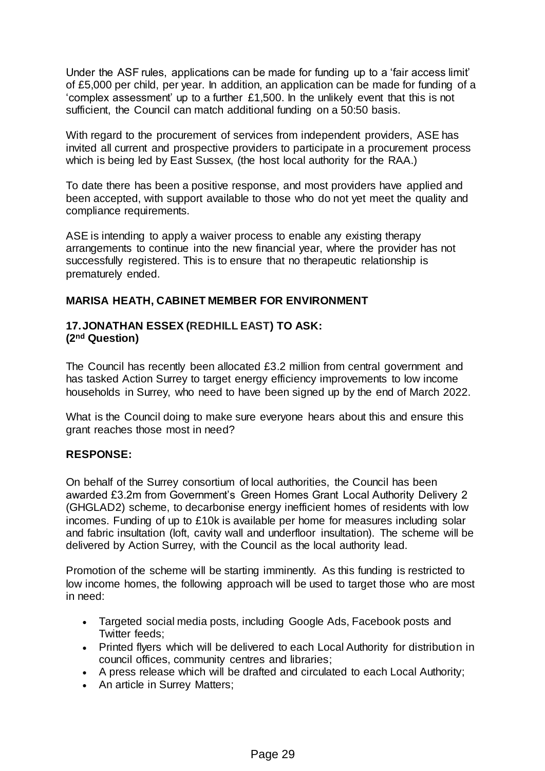Under the ASF rules, applications can be made for funding up to a 'fair access limit' of £5,000 per child, per year. In addition, an application can be made for funding of a 'complex assessment' up to a further £1,500. In the unlikely event that this is not sufficient, the Council can match additional funding on a 50:50 basis.

With regard to the procurement of services from independent providers, ASE has invited all current and prospective providers to participate in a procurement process which is being led by East Sussex, (the host local authority for the RAA.)

To date there has been a positive response, and most providers have applied and been accepted, with support available to those who do not yet meet the quality and compliance requirements.

ASE is intending to apply a waiver process to enable any existing therapy arrangements to continue into the new financial year, where the provider has not successfully registered. This is to ensure that no therapeutic relationship is prematurely ended.

**MARISA HEATH, CABINET MEMBER FOR ENVIRONMENT**

**17. JONATHAN ESSEX (REDHILL EAST) TO ASK:**
**(2nd Question)**

The Council has recently been allocated £3.2 million from central government and has tasked Action Surrey to target energy efficiency improvements to low income households in Surrey, who need to have been signed up by the end of March 2022.

What is the Council doing to make sure everyone hears about this and ensure this grant reaches those most in need?

**RESPONSE:**

On behalf of the Surrey consortium of local authorities, the Council has been awarded £3.2m from Government's Green Homes Grant Local Authority Delivery 2 (GHGLAD2) scheme, to decarbonise energy inefficient homes of residents with low incomes. Funding of up to £10k is available per home for measures including solar and fabric insultation (loft, cavity wall and underfloor insulation). The scheme will be delivered by Action Surrey, with the Council as the local authority lead.

Promotion of the scheme will be starting imminently. As this funding is restricted to low income homes, the following approach will be used to target those who are most in need:

- Targeted social media posts, including Google Ads, Facebook posts and Twitter feeds;
- Printed flyers which will be delivered to each Local Authority for distribution in council offices, community centres and libraries;
- A press release which will be drafted and circulated to each Local Authority;
- An article in Surrey Matters;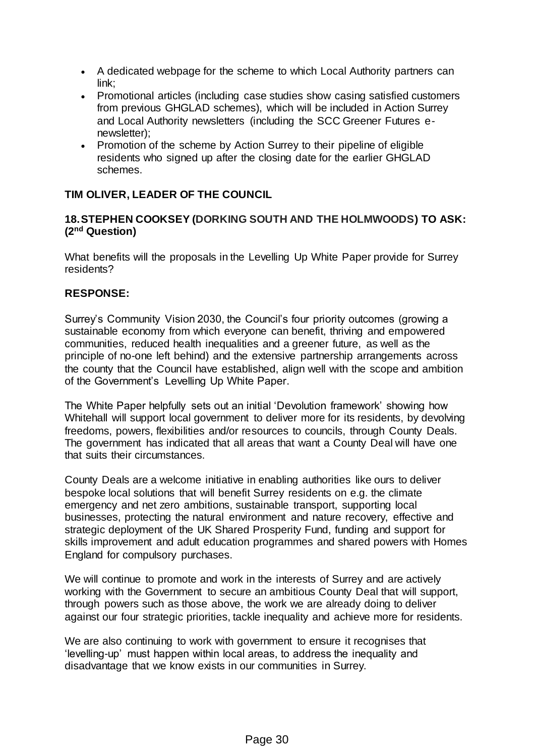- A dedicated webpage for the scheme to which Local Authority partners can link;
- Promotional articles (including case studies show casing satisfied customers from previous GHGLAD schemes), which will be included in Action Surrey and Local Authority newsletters (including the SCC Greener Futures e-newsletter);
- Promotion of the scheme by Action Surrey to their pipeline of eligible residents who signed up after the closing date for the earlier GHGLAD schemes.

**TIM OLIVER, LEADER OF THE COUNCIL**

**18. STEPHEN COOKSEY (DORKING SOUTH AND THE HOLMWOODS) TO ASK: (2nd Question)**

What benefits will the proposals in the Levelling Up White Paper provide for Surrey residents?

**RESPONSE:**

Surrey's Community Vision 2030, the Council's four priority outcomes (growing a sustainable economy from which everyone can benefit, thriving and empowered communities, reduced health inequalities and a greener future, as well as the principle of no-one left behind) and the extensive partnership arrangements across the county that the Council have established, align well with the scope and ambition of the Government's Levelling Up White Paper.

The White Paper helpfully sets out an initial 'Devolution framework' showing how Whitehall will support local government to deliver more for its residents, by devolving freedoms, powers, flexibilities and/or resources to councils, through County Deals. The government has indicated that all areas that want a County Deal will have one that suits their circumstances.

County Deals are a welcome initiative in enabling authorities like ours to deliver bespoke local solutions that will benefit Surrey residents on e.g. the climate emergency and net zero ambitions, sustainable transport, supporting local businesses, protecting the natural environment and nature recovery, effective and strategic deployment of the UK Shared Prosperity Fund, funding and support for skills improvement and adult education programmes and shared powers with Homes England for compulsory purchases.

We will continue to promote and work in the interests of Surrey and are actively working with the Government to secure an ambitious County Deal that will support, through powers such as those above, the work we are already doing to deliver against our four strategic priorities, tackle inequality and achieve more for residents.

We are also continuing to work with government to ensure it recognises that 'levelling-up' must happen within local areas, to address the inequality and disadvantage that we know exists in our communities in Surrey.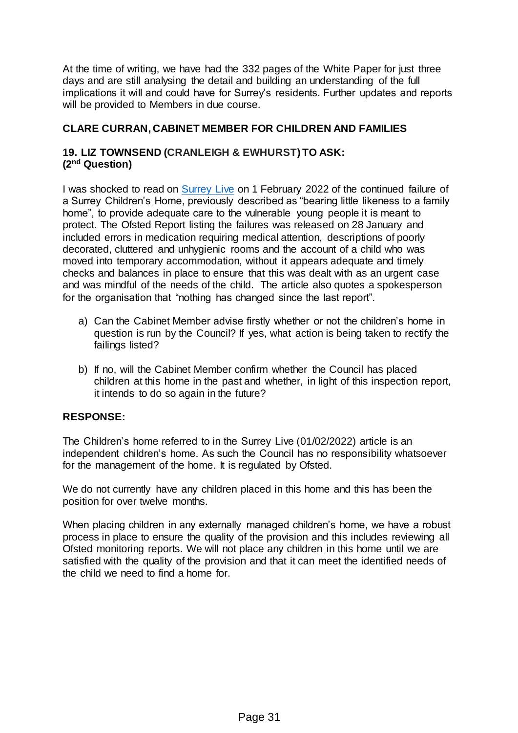At the time of writing, we have had the 332 pages of the White Paper for just three days and are still analysing the detail and building an understanding of the full implications it will and could have for Surrey's residents. Further updates and reports will be provided to Members in due course.

**CLARE CURRAN, CABINET MEMBER FOR CHILDREN AND FAMILIES**

**19. LIZ TOWNSEND (CRANLEIGH & EWHURST) TO ASK:**
**(2nd Question)**

I was shocked to read on Surrey Live on 1 February 2022 of the continued failure of a Surrey Children's Home, previously described as "bearing little likeness to a family home", to provide adequate care to the vulnerable young people it is meant to protect. The Ofsted Report listing the failures was released on 28 January and included errors in medication requiring medical attention, descriptions of poorly decorated, cluttered and unhygienic rooms and the account of a child who was moved into temporary accommodation, without it appears adequate and timely checks and balances in place to ensure that this was dealt with as an urgent case and was mindful of the needs of the child. The article also quotes a spokesperson for the organisation that "nothing has changed since the last report".

a) Can the Cabinet Member advise firstly whether or not the children's home in question is run by the Council? If yes, what action is being taken to rectify the failings listed?

b) If no, will the Cabinet Member confirm whether the Council has placed children at this home in the past and whether, in light of this inspection report, it intends to do so again in the future?

**RESPONSE:**

The Children's home referred to in the Surrey Live (01/02/2022) article is an independent children's home. As such the Council has no responsibility whatsoever for the management of the home. It is regulated by Ofsted.

We do not currently have any children placed in this home and this has been the position for over twelve months.

When placing children in any externally managed children's home, we have a robust process in place to ensure the quality of the provision and this includes reviewing all Ofsted monitoring reports. We will not place any children in this home until we are satisfied with the quality of the provision and that it can meet the identified needs of the child we need to find a home for.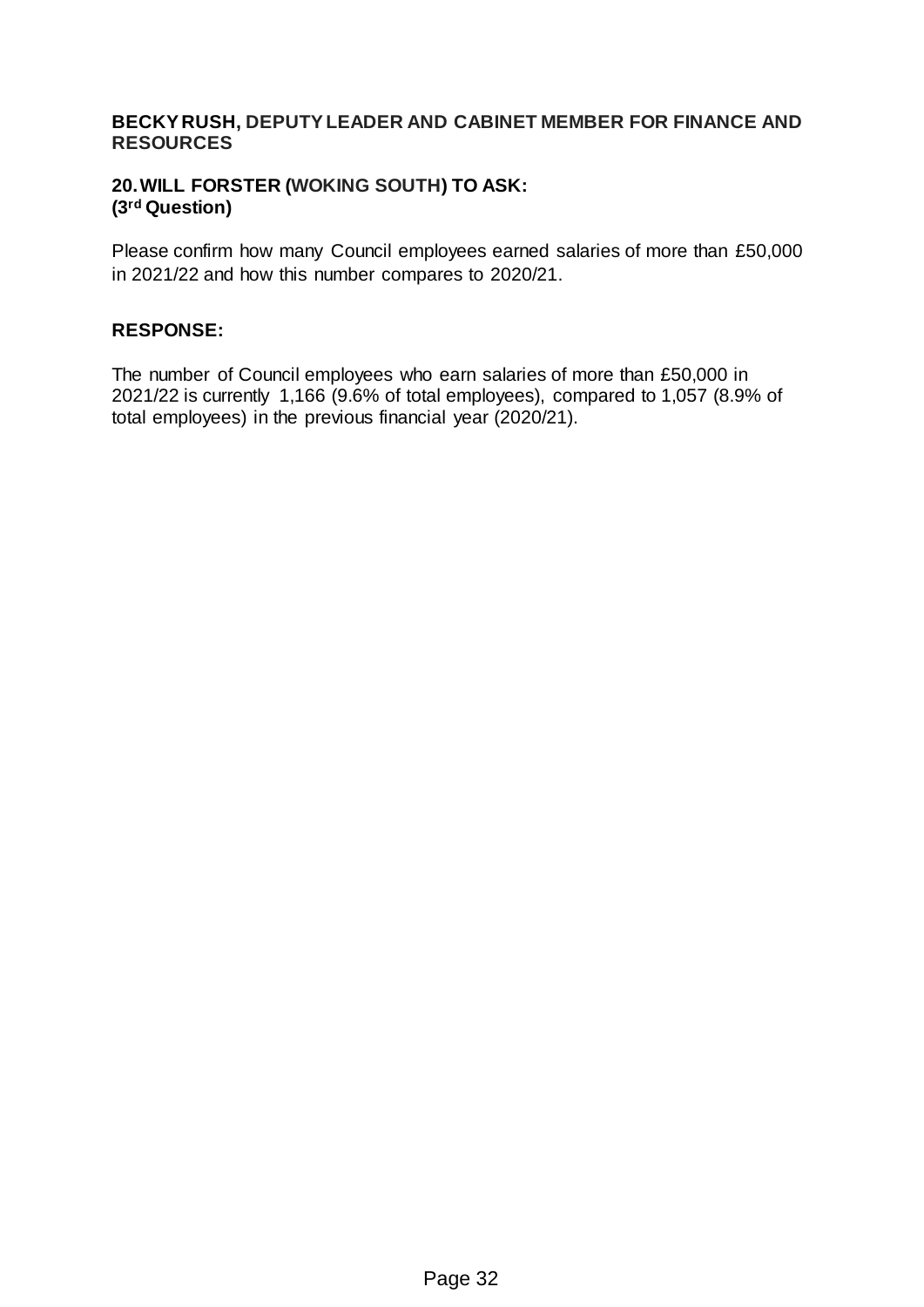**BECKY RUSH, DEPUTY LEADER AND CABINET MEMBER FOR FINANCE AND RESOURCES**

**20. WILL FORSTER (WOKING SOUTH) TO ASK:**
**(3rd Question)**

Please confirm how many Council employees earned salaries of more than £50,000 in 2021/22 and how this number compares to 2020/21.

**RESPONSE:**

The number of Council employees who earn salaries of more than £50,000 in 2021/22 is currently 1,166 (9.6% of total employees), compared to 1,057 (8.9% of total employees) in the previous financial year (2020/21).